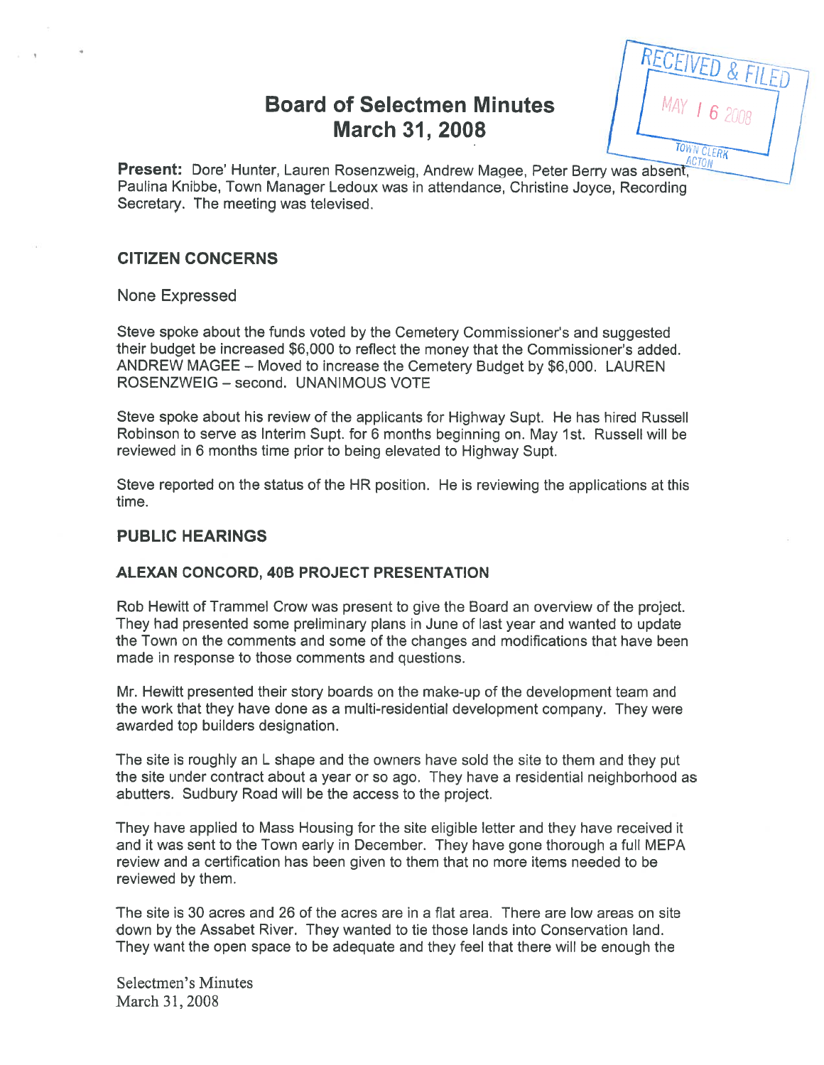# Board of Selectmen Minutes
# March 31, 2008

RECEIVED & FILED
MAY 16 2008
TOWN CLERK
ACTON

**Present:** Dore' Hunter, Lauren Rosenzweig, Andrew Magee, Peter Berry was absent, Paulina Knibbe, Town Manager Ledoux was in attendance, Christine Joyce, Recording Secretary. The meeting was televised.

## CITIZEN CONCERNS

None Expressed

Steve spoke about the funds voted by the Cemetery Commissioner's and suggested their budget be increased $6,000 to reflect the money that the Commissioner's added. ANDREW MAGEE – Moved to increase the Cemetery Budget by $6,000. LAUREN ROSENZWEIG – second. UNANIMOUS VOTE

Steve spoke about his review of the applicants for Highway Supt. He has hired Russell Robinson to serve as Interim Supt. for 6 months beginning on. May 1st. Russell will be reviewed in 6 months time prior to being elevated to Highway Supt.

Steve reported on the status of the HR position. He is reviewing the applications at this time.

## PUBLIC HEARINGS

### ALEXAN CONCORD, 40B PROJECT PRESENTATION

Rob Hewitt of Trammel Crow was present to give the Board an overview of the project. They had presented some preliminary plans in June of last year and wanted to update the Town on the comments and some of the changes and modifications that have been made in response to those comments and questions.

Mr. Hewitt presented their story boards on the make-up of the development team and the work that they have done as a multi-residential development company. They were awarded top builders designation.

The site is roughly an L shape and the owners have sold the site to them and they put the site under contract about a year or so ago. They have a residential neighborhood as abutters. Sudbury Road will be the access to the project.

They have applied to Mass Housing for the site eligible letter and they have received it and it was sent to the Town early in December. They have gone thorough a full MEPA review and a certification has been given to them that no more items needed to be reviewed by them.

The site is 30 acres and 26 of the acres are in a flat area. There are low areas on site down by the Assabet River. They wanted to tie those lands into Conservation land. They want the open space to be adequate and they feel that there will be enough the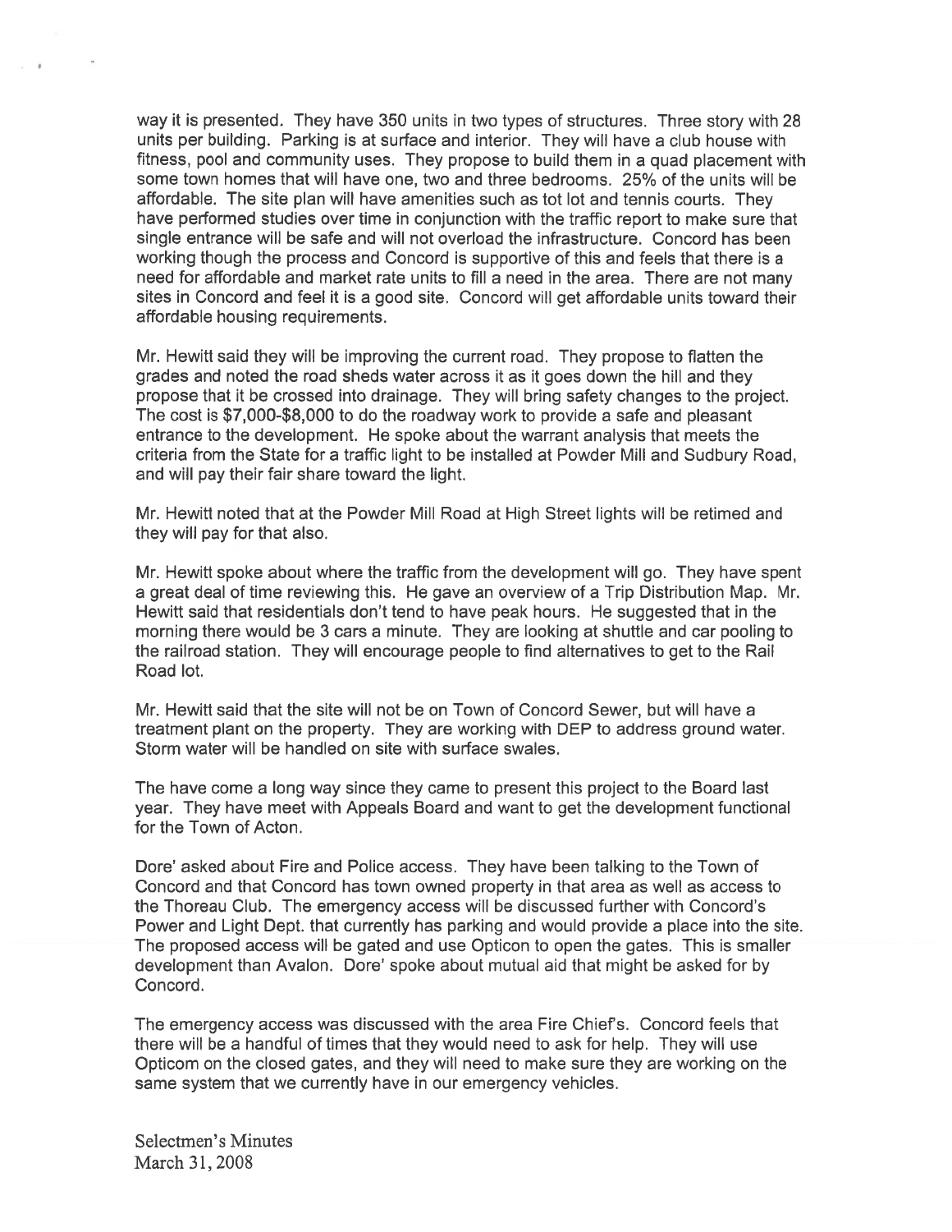way it is presented. They have 350 units in two types of structures. Three story with 28 units per building. Parking is at surface and interior. They will have a club house with fitness, pool and community uses. They propose to build them in a quad placement with some town homes that will have one, two and three bedrooms. 25% of the units will be affordable. The site plan will have amenities such as tot lot and tennis courts. They have performed studies over time in conjunction with the traffic report to make sure that single entrance will be safe and will not overload the infrastructure. Concord has been working though the process and Concord is supportive of this and feels that there is a need for affordable and market rate units to fill a need in the area. There are not many sites in Concord and feel it is a good site. Concord will get affordable units toward their affordable housing requirements.

Mr. Hewitt said they will be improving the current road. They propose to flatten the grades and noted the road sheds water across it as it goes down the hill and they propose that it be crossed into drainage. They will bring safety changes to the project. The cost is $7,000-$8,000 to do the roadway work to provide a safe and pleasant entrance to the development. He spoke about the warrant analysis that meets the criteria from the State for a traffic light to be installed at Powder Mill and Sudbury Road, and will pay their fair share toward the light.

Mr. Hewitt noted that at the Powder Mill Road at High Street lights will be retimed and they will pay for that also.

Mr. Hewitt spoke about where the traffic from the development will go. They have spent a great deal of time reviewing this. He gave an overview of a Trip Distribution Map. Mr. Hewitt said that residentials don't tend to have peak hours. He suggested that in the morning there would be 3 cars a minute. They are looking at shuttle and car pooling to the railroad station. They will encourage people to find alternatives to get to the Rail Road lot.

Mr. Hewitt said that the site will not be on Town of Concord Sewer, but will have a treatment plant on the property. They are working with DEP to address ground water. Storm water will be handled on site with surface swales.

The have come a long way since they came to present this project to the Board last year. They have meet with Appeals Board and want to get the development functional for the Town of Acton.

Dore' asked about Fire and Police access. They have been talking to the Town of Concord and that Concord has town owned property in that area as well as access to the Thoreau Club. The emergency access will be discussed further with Concord's Power and Light Dept. that currently has parking and would provide a place into the site. The proposed access will be gated and use Opticon to open the gates. This is smaller development than Avalon. Dore' spoke about mutual aid that might be asked for by Concord.

The emergency access was discussed with the area Fire Chief's. Concord feels that there will be a handful of times that they would need to ask for help. They will use Opticom on the closed gates, and they will need to make sure they are working on the same system that we currently have in our emergency vehicles.

Selectmen's Minutes
March 31, 2008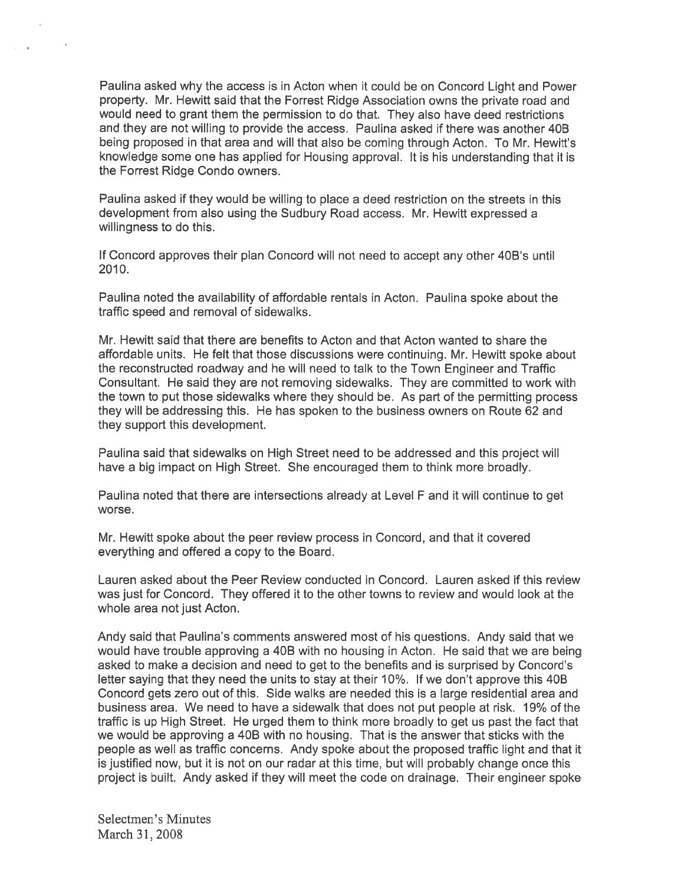Paulina asked why the access is in Acton when it could be on Concord Light and Power property. Mr. Hewitt said that the Forrest Ridge Association owns the private road and would need to grant them the permission to do that. They also have deed restrictions and they are not willing to provide the access. Paulina asked if there was another 40B being proposed in that area and will that also be coming through Acton. To Mr. Hewitt's knowledge some one has applied for Housing approval. It is his understanding that it is the Forrest Ridge Condo owners.

Paulina asked if they would be willing to place a deed restriction on the streets in this development from also using the Sudbury Road access. Mr. Hewitt expressed a willingness to do this.

If Concord approves their plan Concord will not need to accept any other 40B's until 2010.

Paulina noted the availability of affordable rentals in Acton. Paulina spoke about the traffic speed and removal of sidewalks.

Mr. Hewitt said that there are benefits to Acton and that Acton wanted to share the affordable units. He felt that those discussions were continuing. Mr. Hewitt spoke about the reconstructed roadway and he will need to talk to the Town Engineer and Traffic Consultant. He said they are not removing sidewalks. They are committed to work with the town to put those sidewalks where they should be. As part of the permitting process they will be addressing this. He has spoken to the business owners on Route 62 and they support this development.

Paulina said that sidewalks on High Street need to be addressed and this project will have a big impact on High Street. She encouraged them to think more broadly.

Paulina noted that there are intersections already at Level F and it will continue to get worse.

Mr. Hewitt spoke about the peer review process in Concord, and that it covered everything and offered a copy to the Board.

Lauren asked about the Peer Review conducted in Concord. Lauren asked if this review was just for Concord. They offered it to the other towns to review and would look at the whole area not just Acton.

Andy said that Paulina's comments answered most of his questions. Andy said that we would have trouble approving a 40B with no housing in Acton. He said that we are being asked to make a decision and need to get to the benefits and is surprised by Concord's letter saying that they need the units to stay at their 10%. If we don't approve this 40B Concord gets zero out of this. Side walks are needed this is a large residential area and business area. We need to have a sidewalk that does not put people at risk. 19% of the traffic is up High Street. He urged them to think more broadly to get us past the fact that we would be approving a 40B with no housing. That is the answer that sticks with the people as well as traffic concerns. Andy spoke about the proposed traffic light and that it is justified now, but it is not on our radar at this time, but will probably change once this project is built. Andy asked if they will meet the code on drainage. Their engineer spoke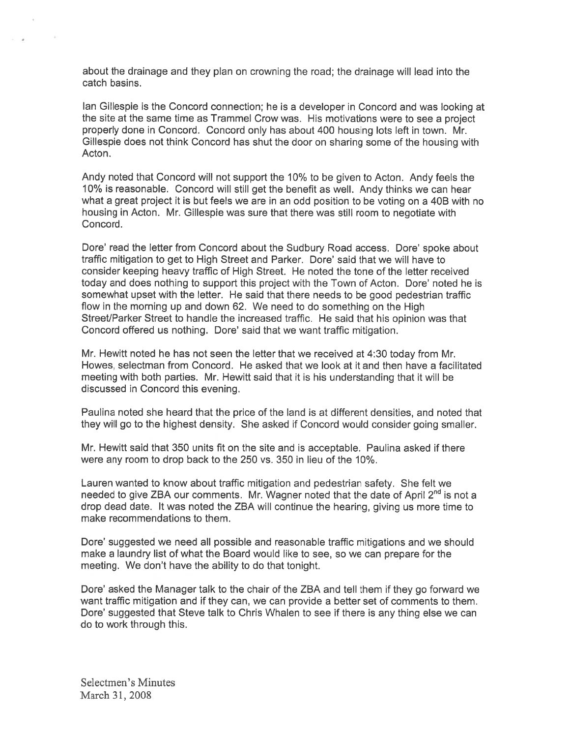about the drainage and they plan on crowning the road; the drainage will lead into the catch basins.

Ian Gillespie is the Concord connection; he is a developer in Concord and was looking at the site at the same time as Trammel Crow was. His motivations were to see a project properly done in Concord. Concord only has about 400 housing lots left in town. Mr. Gillespie does not think Concord has shut the door on sharing some of the housing with Acton.

Andy noted that Concord will not support the 10% to be given to Acton. Andy feels the 10% is reasonable. Concord will still get the benefit as well. Andy thinks we can hear what a great project it is but feels we are in an odd position to be voting on a 40B with no housing in Acton. Mr. Gillespie was sure that there was still room to negotiate with Concord.

Dore' read the letter from Concord about the Sudbury Road access. Dore' spoke about traffic mitigation to get to High Street and Parker. Dore' said that we will have to consider keeping heavy traffic of High Street. He noted the tone of the letter received today and does nothing to support this project with the Town of Acton. Dore' noted he is somewhat upset with the letter. He said that there needs to be good pedestrian traffic flow in the morning up and down 62. We need to do something on the High Street/Parker Street to handle the increased traffic. He said that his opinion was that Concord offered us nothing. Dore' said that we want traffic mitigation.

Mr. Hewitt noted he has not seen the letter that we received at 4:30 today from Mr. Howes, selectman from Concord. He asked that we look at it and then have a facilitated meeting with both parties. Mr. Hewitt said that it is his understanding that it will be discussed in Concord this evening.

Paulina noted she heard that the price of the land is at different densities, and noted that they will go to the highest density. She asked if Concord would consider going smaller.

Mr. Hewitt said that 350 units fit on the site and is acceptable. Paulina asked if there were any room to drop back to the 250 vs. 350 in lieu of the 10%.

Lauren wanted to know about traffic mitigation and pedestrian safety. She felt we needed to give ZBA our comments. Mr. Wagner noted that the date of April 2nd is not a drop dead date. It was noted the ZBA will continue the hearing, giving us more time to make recommendations to them.

Dore' suggested we need all possible and reasonable traffic mitigations and we should make a laundry list of what the Board would like to see, so we can prepare for the meeting. We don't have the ability to do that tonight.

Dore' asked the Manager talk to the chair of the ZBA and tell them if they go forward we want traffic mitigation and if they can, we can provide a better set of comments to them. Dore' suggested that Steve talk to Chris Whalen to see if there is any thing else we can do to work through this.

Selectmen's Minutes
March 31, 2008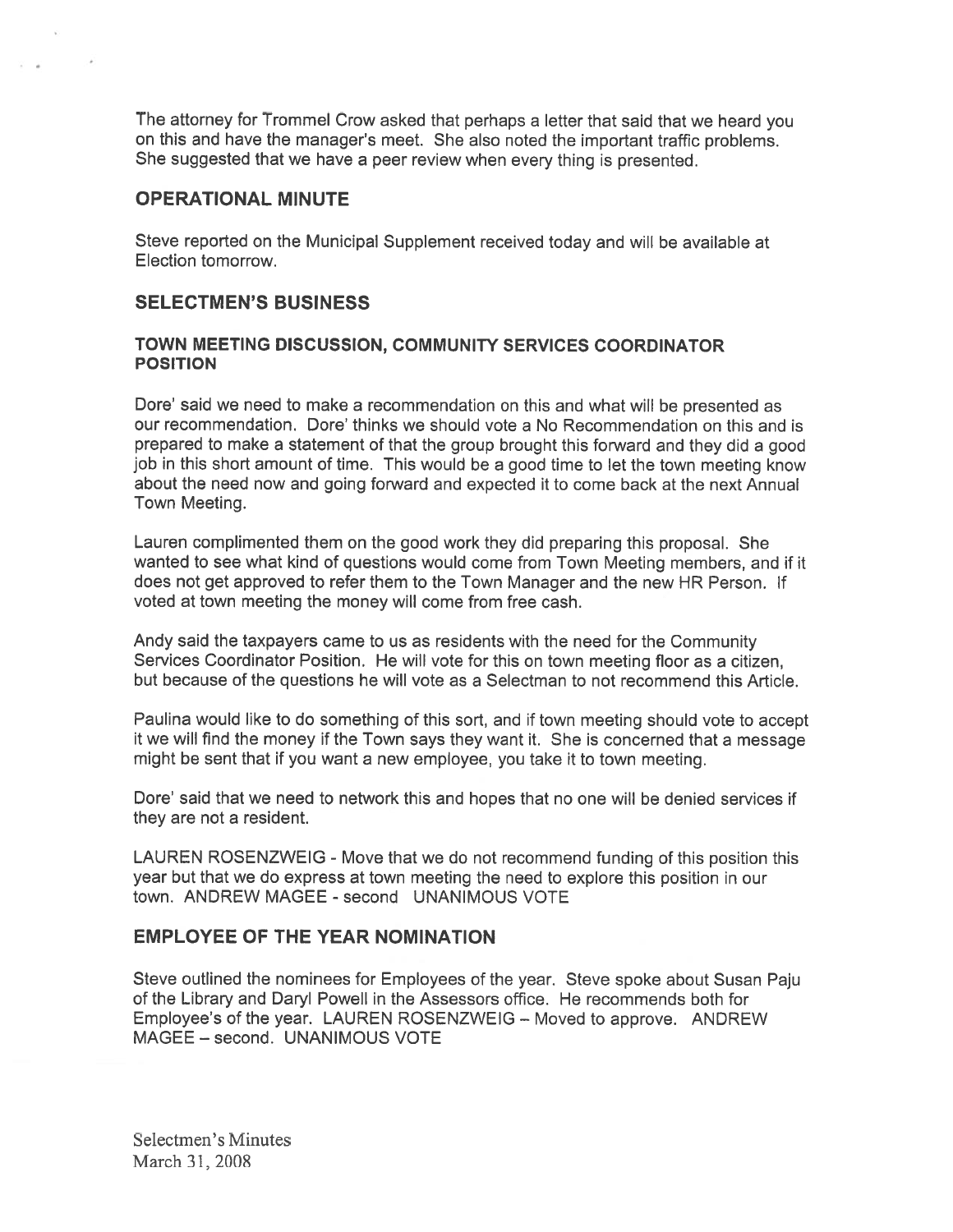The attorney for Trommel Crow asked that perhaps a letter that said that we heard you on this and have the manager's meet. She also noted the important traffic problems. She suggested that we have a peer review when every thing is presented.

## OPERATIONAL MINUTE

Steve reported on the Municipal Supplement received today and will be available at Election tomorrow.

## SELECTMEN'S BUSINESS

### TOWN MEETING DISCUSSION, COMMUNITY SERVICES COORDINATOR POSITION

Dore' said we need to make a recommendation on this and what will be presented as our recommendation. Dore' thinks we should vote a No Recommendation on this and is prepared to make a statement of that the group brought this forward and they did a good job in this short amount of time. This would be a good time to let the town meeting know about the need now and going forward and expected it to come back at the next Annual Town Meeting.

Lauren complimented them on the good work they did preparing this proposal. She wanted to see what kind of questions would come from Town Meeting members, and if it does not get approved to refer them to the Town Manager and the new HR Person. If voted at town meeting the money will come from free cash.

Andy said the taxpayers came to us as residents with the need for the Community Services Coordinator Position. He will vote for this on town meeting floor as a citizen, but because of the questions he will vote as a Selectman to not recommend this Article.

Paulina would like to do something of this sort, and if town meeting should vote to accept it we will find the money if the Town says they want it. She is concerned that a message might be sent that if you want a new employee, you take it to town meeting.

Dore' said that we need to network this and hopes that no one will be denied services if they are not a resident.

LAUREN ROSENZWEIG - Move that we do not recommend funding of this position this year but that we do express at town meeting the need to explore this position in our town. ANDREW MAGEE - second UNANIMOUS VOTE

## EMPLOYEE OF THE YEAR NOMINATION

Steve outlined the nominees for Employees of the year. Steve spoke about Susan Paju of the Library and Daryl Powell in the Assessors office. He recommends both for Employee's of the year. LAUREN ROSENZWEIG – Moved to approve. ANDREW MAGEE – second. UNANIMOUS VOTE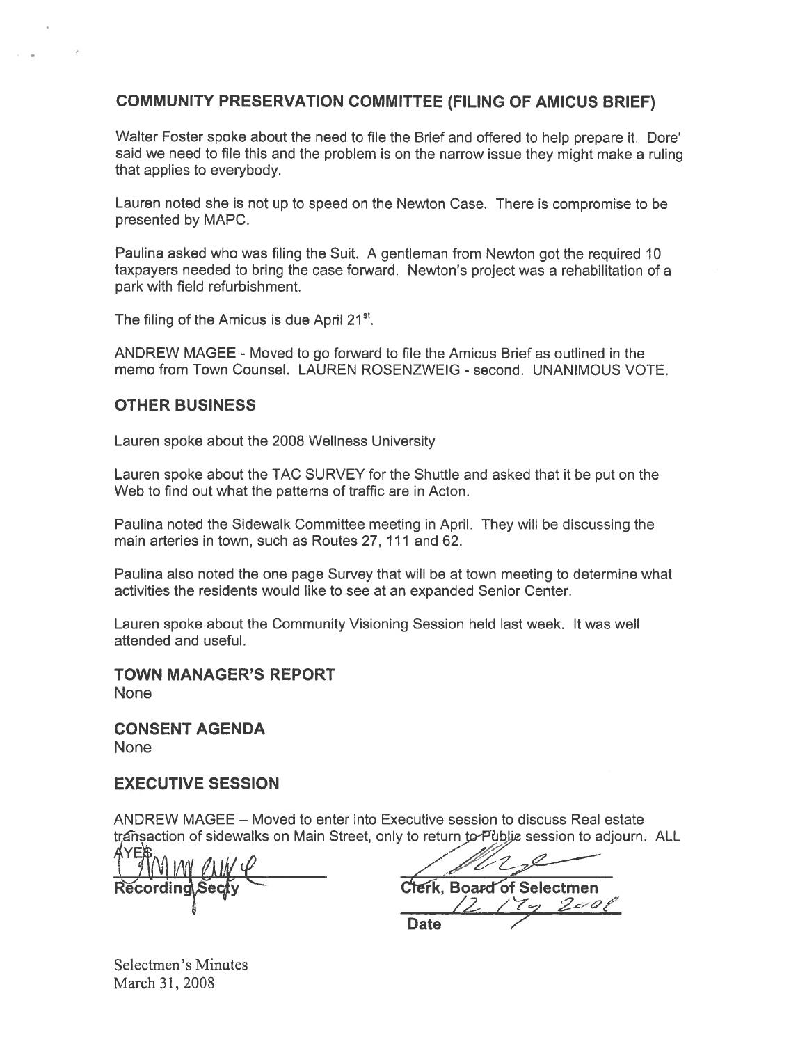## COMMUNITY PRESERVATION COMMITTEE (FILING OF AMICUS BRIEF)

Walter Foster spoke about the need to file the Brief and offered to help prepare it. Dore' said we need to file this and the problem is on the narrow issue they might make a ruling that applies to everybody.

Lauren noted she is not up to speed on the Newton Case. There is compromise to be presented by MAPC.

Paulina asked who was filing the Suit. A gentleman from Newton got the required 10 taxpayers needed to bring the case forward. Newton's project was a rehabilitation of a park with field refurbishment.

The filing of the Amicus is due April 21st.

ANDREW MAGEE - Moved to go forward to file the Amicus Brief as outlined in the memo from Town Counsel. LAUREN ROSENZWEIG - second. UNANIMOUS VOTE.

## OTHER BUSINESS

Lauren spoke about the 2008 Wellness University

Lauren spoke about the TAC SURVEY for the Shuttle and asked that it be put on the Web to find out what the patterns of traffic are in Acton.

Paulina noted the Sidewalk Committee meeting in April. They will be discussing the main arteries in town, such as Routes 27, 111 and 62.

Paulina also noted the one page Survey that will be at town meeting to determine what activities the residents would like to see at an expanded Senior Center.

Lauren spoke about the Community Visioning Session held last week. It was well attended and useful.

## TOWN MANAGER'S REPORT

None

## CONSENT AGENDA

None

## EXECUTIVE SESSION

ANDREW MAGEE – Moved to enter into Executive session to discuss Real estate transaction of sidewalks on Main Street, only to return to Public session to adjourn. ALL AYES

Recording Secty

Clerk, Board of Selectmen

12/17/2008

Date

Selectmen's Minutes
March 31, 2008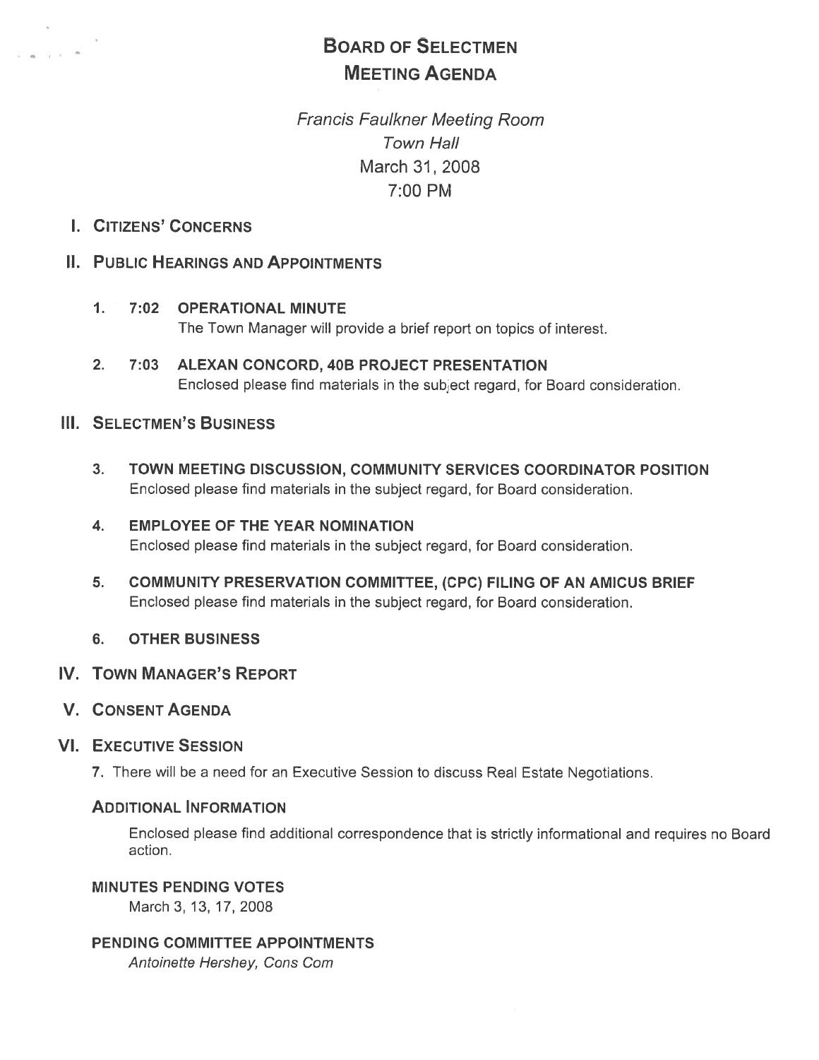# Board of Selectmen Meeting Agenda

*Francis Faulkner Meeting Room*
*Town Hall*
March 31, 2008
7:00 PM

## I. Citizens' Concerns

## II. Public Hearings and Appointments

1. **7:02 OPERATIONAL MINUTE**
   The Town Manager will provide a brief report on topics of interest.

2. **7:03 ALEXAN CONCORD, 40B PROJECT PRESENTATION**
   Enclosed please find materials in the subject regard, for Board consideration.

## III. Selectmen's Business

3. **TOWN MEETING DISCUSSION, COMMUNITY SERVICES COORDINATOR POSITION**
   Enclosed please find materials in the subject regard, for Board consideration.

4. **EMPLOYEE OF THE YEAR NOMINATION**
   Enclosed please find materials in the subject regard, for Board consideration.

5. **COMMUNITY PRESERVATION COMMITTEE, (CPC) FILING OF AN AMICUS BRIEF**
   Enclosed please find materials in the subject regard, for Board consideration.

6. **OTHER BUSINESS**

## IV. Town Manager's Report

## V. Consent Agenda

## VI. Executive Session

7. There will be a need for an Executive Session to discuss Real Estate Negotiations.

### Additional Information

Enclosed please find additional correspondence that is strictly informational and requires no Board action.

### Minutes Pending Votes

March 3, 13, 17, 2008

### Pending Committee Appointments

*Antoinette Hershey, Cons Com*